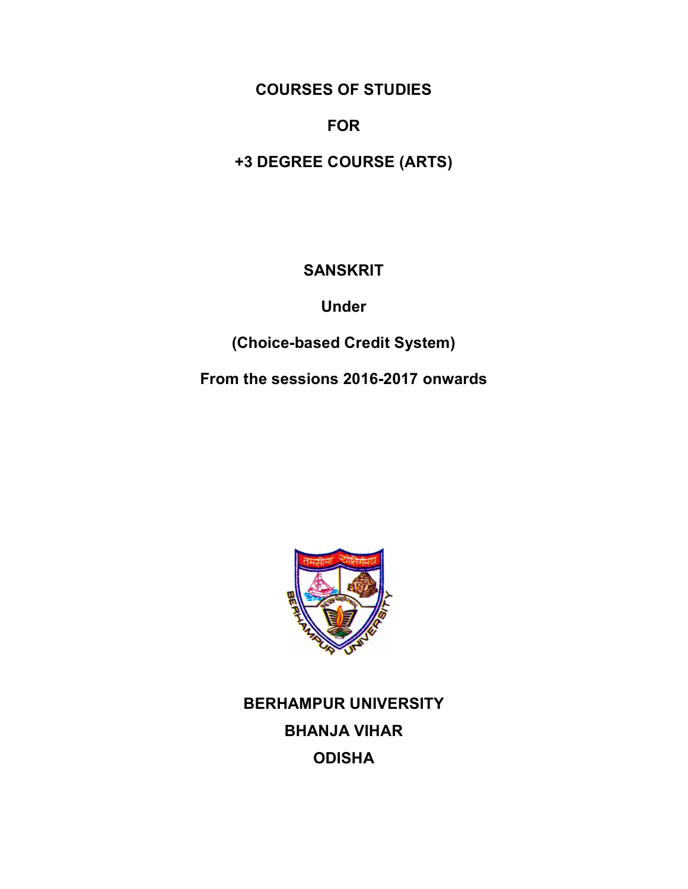# COURSES OF STUDIES

# FOR

# +3 DEGREE COURSE (ARTS)

## SANSKRIT

## Under

## (Choice-based Credit System)

## From the sessions 2016-2017 onwards

**BERHAMPUR UNIVERSITY**

**BHANJA VIHAR**

**ODISHA**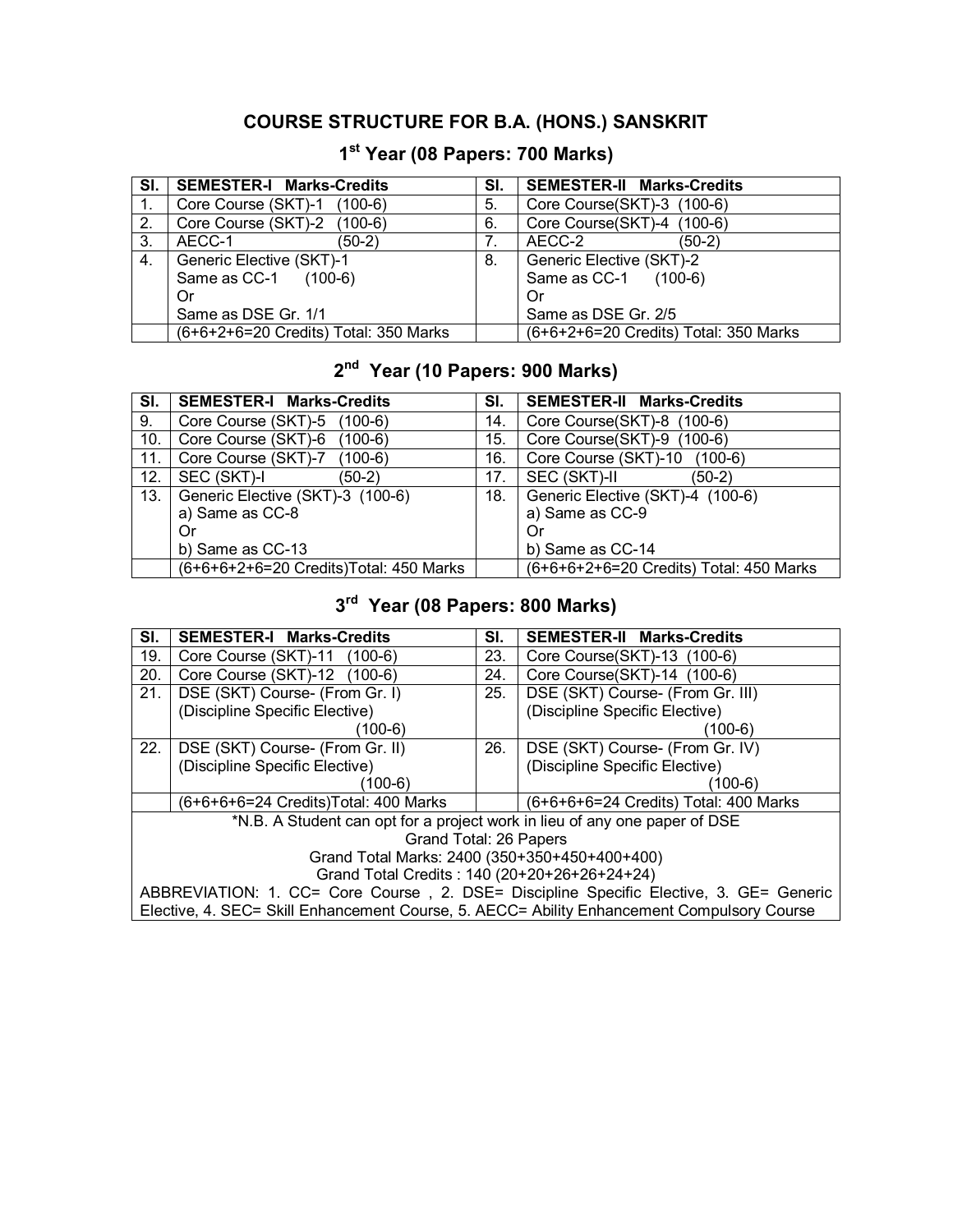# COURSE STRUCTURE FOR B.A. (HONS.) SANSKRIT

## 1st Year (08 Papers: 700 Marks)

| Sl. | SEMESTER-I Marks-Credits | Sl. | SEMESTER-II Marks-Credits |
|---|---|---|---|
| 1. | Core Course (SKT)-1 (100-6) | 5. | Core Course(SKT)-3 (100-6) |
| 2. | Core Course (SKT)-2 (100-6) | 6. | Core Course(SKT)-4 (100-6) |
| 3. | AECC-1 (50-2) | 7. | AECC-2 (50-2) |
| 4. | Generic Elective (SKT)-1<br>Same as CC-1 (100-6)<br>Or<br>Same as DSE Gr. 1/1 | 8. | Generic Elective (SKT)-2<br>Same as CC-1 (100-6)<br>Or<br>Same as DSE Gr. 2/5 |
| | (6+6+2+6=20 Credits) Total: 350 Marks | | (6+6+2+6=20 Credits) Total: 350 Marks |

## 2nd Year (10 Papers: 900 Marks)

| Sl. | SEMESTER-I Marks-Credits | Sl. | SEMESTER-II Marks-Credits |
|---|---|---|---|
| 9. | Core Course (SKT)-5 (100-6) | 14. | Core Course(SKT)-8 (100-6) |
| 10. | Core Course (SKT)-6 (100-6) | 15. | Core Course(SKT)-9 (100-6) |
| 11. | Core Course (SKT)-7 (100-6) | 16. | Core Course (SKT)-10 (100-6) |
| 12. | SEC (SKT)-I (50-2) | 17. | SEC (SKT)-II (50-2) |
| 13. | Generic Elective (SKT)-3 (100-6)<br>a) Same as CC-8<br>Or<br>b) Same as CC-13 | 18. | Generic Elective (SKT)-4 (100-6)<br>a) Same as CC-9<br>Or<br>b) Same as CC-14 |
| | (6+6+6+2+6=20 Credits)Total: 450 Marks | | (6+6+6+2+6=20 Credits) Total: 450 Marks |

## 3rd Year (08 Papers: 800 Marks)

| Sl. | SEMESTER-I Marks-Credits | Sl. | SEMESTER-II Marks-Credits |
|---|---|---|---|
| 19. | Core Course (SKT)-11 (100-6) | 23. | Core Course(SKT)-13 (100-6) |
| 20. | Core Course (SKT)-12 (100-6) | 24. | Core Course(SKT)-14 (100-6) |
| 21. | DSE (SKT) Course- (From Gr. I)<br>(Discipline Specific Elective)<br>(100-6) | 25. | DSE (SKT) Course- (From Gr. III)<br>(Discipline Specific Elective)<br>(100-6) |
| 22. | DSE (SKT) Course- (From Gr. II)<br>(Discipline Specific Elective)<br>(100-6) | 26. | DSE (SKT) Course- (From Gr. IV)<br>(Discipline Specific Elective)<br>(100-6) |
| | (6+6+6+6=24 Credits)Total: 400 Marks | | (6+6+6+6=24 Credits) Total: 400 Marks |

*N.B. A Student can opt for a project work in lieu of any one paper of DSE

Grand Total: 26 Papers

Grand Total Marks: 2400 (350+350+450+400+400)

Grand Total Credits : 140 (20+20+26+26+24+24)

ABBREVIATION: 1. CC= Core Course , 2. DSE= Discipline Specific Elective, 3. GE= Generic Elective, 4. SEC= Skill Enhancement Course, 5. AECC= Ability Enhancement Compulsory Course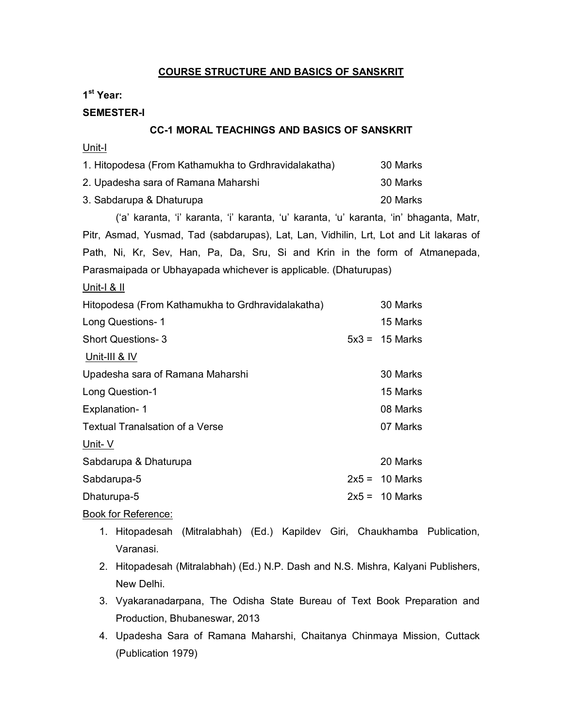# COURSE STRUCTURE AND BASICS OF SANSKRIT

**1st Year:**

**SEMESTER-I**

## CC-1 MORAL TEACHINGS AND BASICS OF SANSKRIT

Unit-I

| | | |
|---|---|---|
| 1. Hitopodesa (From Kathamukha to Grdhravidalakatha) | | 30 Marks |
| 2. Upadesha sara of Ramana Maharshi | | 30 Marks |
| 3. Sabdarupa & Dhaturupa | | 20 Marks |

('a' karanta, 'i' karanta, 'i' karanta, 'u' karanta, 'u' karanta, 'in' bhaganta, Matr, Pitr, Asmad, Yusmad, Tad (sabdarupas), Lat, Lan, Vidhilin, Lrt, Lot and Lit lakaras of Path, Ni, Kr, Sev, Han, Pa, Da, Sru, Si and Krin in the form of Atmanepada, Parasmaipada or Ubhayapada whichever is applicable. (Dhaturupas)

Unit-I & II

| | | |
|---|---|---|
| Hitopodesa (From Kathamukha to Grdhravidalakatha) | | 30 Marks |
| Long Questions- 1 | | 15 Marks |
| Short Questions- 3 | 5x3 = | 15 Marks |

Unit-III & IV

| | | |
|---|---|---|
| Upadesha sara of Ramana Maharshi | | 30 Marks |
| Long Question-1 | | 15 Marks |
| Explanation- 1 | | 08 Marks |
| Textual Tranalsation of a Verse | | 07 Marks |

Unit- V

| | | |
|---|---|---|
| Sabdarupa & Dhaturupa | | 20 Marks |
| Sabdarupa-5 | 2x5 = | 10 Marks |
| Dhaturupa-5 | 2x5 = | 10 Marks |

Book for Reference:

1. Hitopadesah (Mitralabhah) (Ed.) Kapildev Giri, Chaukhamba Publication, Varanasi.
2. Hitopadesah (Mitralabhah) (Ed.) N.P. Dash and N.S. Mishra, Kalyani Publishers, New Delhi.
3. Vyakaranadarpana, The Odisha State Bureau of Text Book Preparation and Production, Bhubaneswar, 2013
4. Upadesha Sara of Ramana Maharshi, Chaitanya Chinmaya Mission, Cuttack (Publication 1979)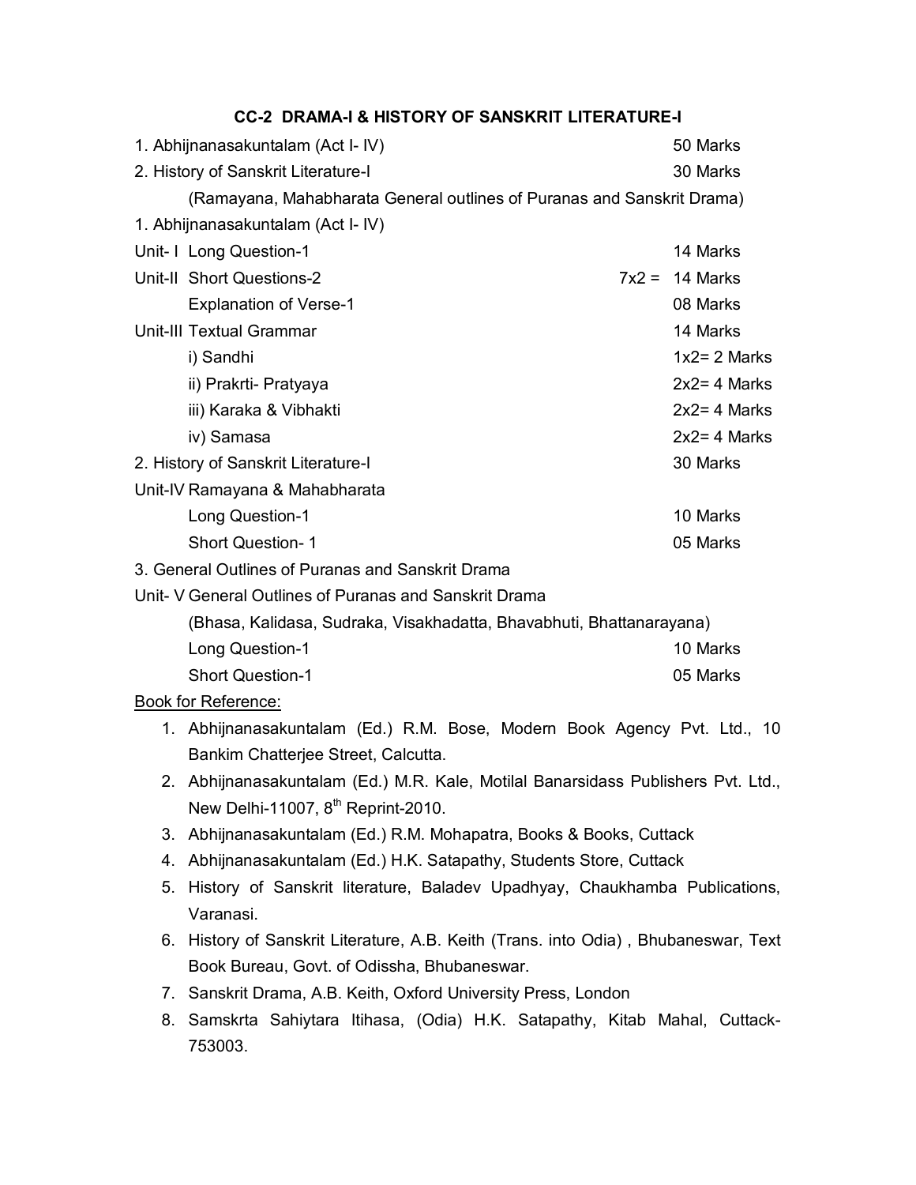## CC-2 DRAMA-I & HISTORY OF SANSKRIT LITERATURE-I

| | | |
|---|---|---|
| 1. Abhijnanasakuntalam (Act I- IV) | | 50 Marks |
| 2. History of Sanskrit Literature-I | | 30 Marks |
| (Ramayana, Mahabharata General outlines of Puranas and Sanskrit Drama) | | |
| 1. Abhijnanasakuntalam (Act I- IV) | | |
| Unit- I Long Question-1 | | 14 Marks |
| Unit-II Short Questions-2 | 7x2 = | 14 Marks |
| Explanation of Verse-1 | | 08 Marks |
| Unit-III Textual Grammar | | 14 Marks |
| i) Sandhi | | 1x2= 2 Marks |
| ii) Prakrti- Pratyaya | | 2x2= 4 Marks |
| iii) Karaka & Vibhakti | | 2x2= 4 Marks |
| iv) Samasa | | 2x2= 4 Marks |
| 2. History of Sanskrit Literature-I | | 30 Marks |
| Unit-IV Ramayana & Mahabharata | | |
| Long Question-1 | | 10 Marks |
| Short Question- 1 | | 05 Marks |
| 3. General Outlines of Puranas and Sanskrit Drama | | |
| Unit- V General Outlines of Puranas and Sanskrit Drama | | |
| (Bhasa, Kalidasa, Sudraka, Visakhadatta, Bhavabhuti, Bhattanarayana) | | |
| Long Question-1 | | 10 Marks |
| Short Question-1 | | 05 Marks |

Book for Reference:

1. Abhijnanasakuntalam (Ed.) R.M. Bose, Modern Book Agency Pvt. Ltd., 10 Bankim Chatterjee Street, Calcutta.
2. Abhijnanasakuntalam (Ed.) M.R. Kale, Motilal Banarsidass Publishers Pvt. Ltd., New Delhi-11007, 8th Reprint-2010.
3. Abhijnanasakuntalam (Ed.) R.M. Mohapatra, Books & Books, Cuttack
4. Abhijnanasakuntalam (Ed.) H.K. Satapathy, Students Store, Cuttack
5. History of Sanskrit literature, Baladev Upadhyay, Chaukhamba Publications, Varanasi.
6. History of Sanskrit Literature, A.B. Keith (Trans. into Odia) , Bhubaneswar, Text Book Bureau, Govt. of Odissha, Bhubaneswar.
7. Sanskrit Drama, A.B. Keith, Oxford University Press, London
8. Samskrta Sahiytara Itihasa, (Odia) H.K. Satapathy, Kitab Mahal, Cuttack-753003.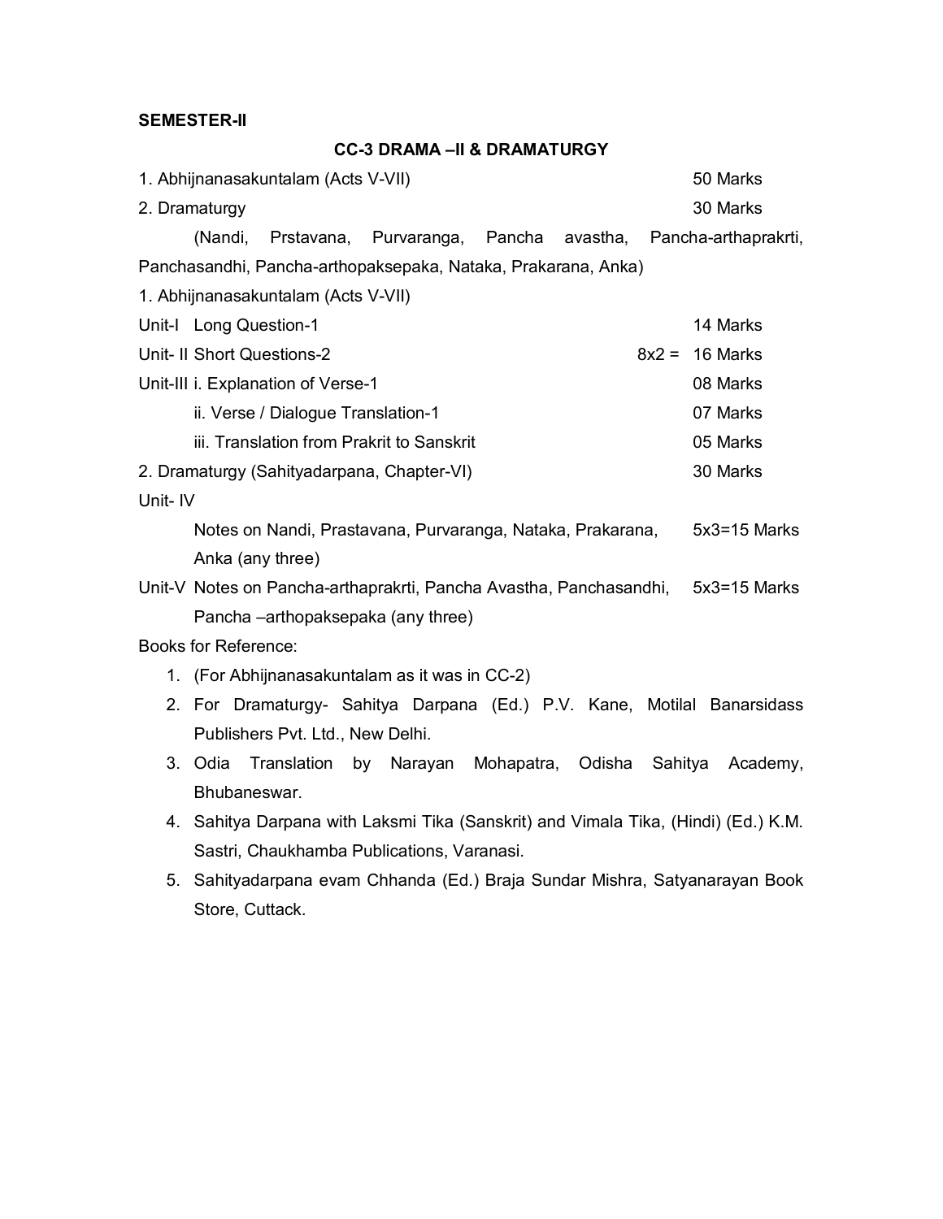**SEMESTER-II**

## CC-3 DRAMA –II & DRAMATURGY

1. Abhijnanasakuntalam (Acts V-VII) 50 Marks
2. Dramaturgy 30 Marks

(Nandi, Prstavana, Purvaranga, Pancha avastha, Pancha-arthaprakrti, Panchasandhi, Pancha-arthopaksepaka, Nataka, Prakarana, Anka)

1. Abhijnanasakuntalam (Acts V-VII)

Unit-I Long Question-1 14 Marks

Unit- II Short Questions-2 8x2 = 16 Marks

Unit-III i. Explanation of Verse-1 08 Marks

ii. Verse / Dialogue Translation-1 07 Marks

iii. Translation from Prakrit to Sanskrit 05 Marks

2. Dramaturgy (Sahityadarpana, Chapter-VI) 30 Marks

Unit- IV

Notes on Nandi, Prastavana, Purvaranga, Nataka, Prakarana, Anka (any three) 5x3=15 Marks

Unit-V Notes on Pancha-arthaprakrti, Pancha Avastha, Panchasandhi, Pancha –arthopaksepaka (any three) 5x3=15 Marks

Books for Reference:

1. (For Abhijnanasakuntalam as it was in CC-2)
2. For Dramaturgy- Sahitya Darpana (Ed.) P.V. Kane, Motilal Banarsidass Publishers Pvt. Ltd., New Delhi.
3. Odia Translation by Narayan Mohapatra, Odisha Sahitya Academy, Bhubaneswar.
4. Sahitya Darpana with Laksmi Tika (Sanskrit) and Vimala Tika, (Hindi) (Ed.) K.M. Sastri, Chaukhamba Publications, Varanasi.
5. Sahityadarpana evam Chhanda (Ed.) Braja Sundar Mishra, Satyanarayan Book Store, Cuttack.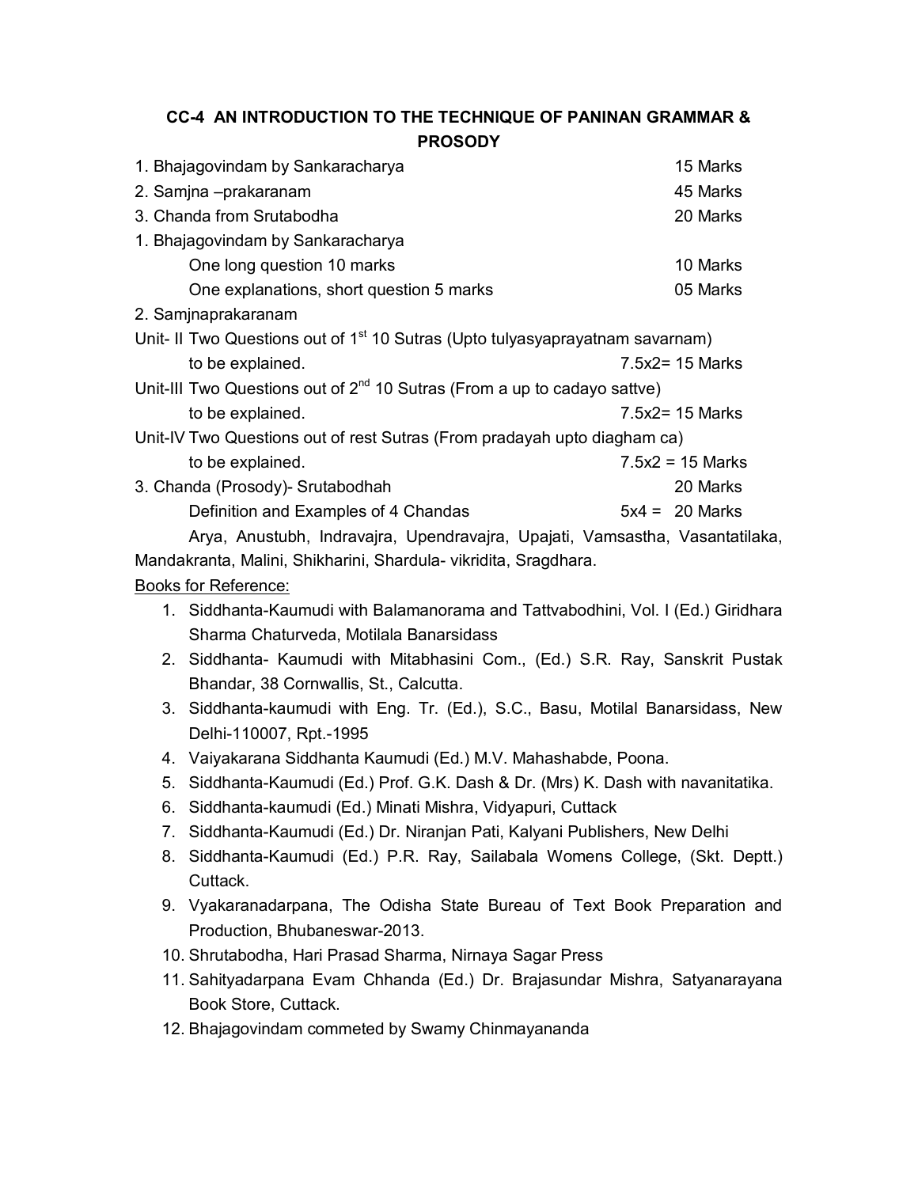## CC-4 AN INTRODUCTION TO THE TECHNIQUE OF PANINAN GRAMMAR & PROSODY

1. Bhajagovindam by Sankaracharya 15 Marks
2. Samjna –prakaranam 45 Marks
3. Chanda from Srutabodha 20 Marks

1. Bhajagovindam by Sankaracharya
   - One long question 10 marks 10 Marks
   - One explanations, short question 5 marks 05 Marks

2. Samjnaprakaranam

Unit- II Two Questions out of 1st 10 Sutras (Upto tulyasyaprayatnam savarnam) to be explained. 7.5x2= 15 Marks

Unit-III Two Questions out of 2nd 10 Sutras (From a up to cadayo sattve) to be explained. 7.5x2= 15 Marks

Unit-IV Two Questions out of rest Sutras (From pradayah upto diagham ca) to be explained. 7.5x2 = 15 Marks

3. Chanda (Prosody)- Srutabodhah 20 Marks
   - Definition and Examples of 4 Chandas 5x4 = 20 Marks

Arya, Anustubh, Indravajra, Upendravajra, Upajati, Vamsastha, Vasantatilaka, Mandakranta, Malini, Shikharini, Shardula- vikridita, Sragdhara.

Books for Reference:

1. Siddhanta-Kaumudi with Balamanorama and Tattvabodhini, Vol. I (Ed.) Giridhara Sharma Chaturveda, Motilala Banarsidass
2. Siddhanta- Kaumudi with Mitabhasini Com., (Ed.) S.R. Ray, Sanskrit Pustak Bhandar, 38 Cornwallis, St., Calcutta.
3. Siddhanta-kaumudi with Eng. Tr. (Ed.), S.C., Basu, Motilal Banarsidass, New Delhi-110007, Rpt.-1995
4. Vaiyakarana Siddhanta Kaumudi (Ed.) M.V. Mahashabde, Poona.
5. Siddhanta-Kaumudi (Ed.) Prof. G.K. Dash & Dr. (Mrs) K. Dash with navanitatika.
6. Siddhanta-kaumudi (Ed.) Minati Mishra, Vidyapuri, Cuttack
7. Siddhanta-Kaumudi (Ed.) Dr. Niranjan Pati, Kalyani Publishers, New Delhi
8. Siddhanta-Kaumudi (Ed.) P.R. Ray, Sailabala Womens College, (Skt. Deptt.) Cuttack.
9. Vyakaranadarpana, The Odisha State Bureau of Text Book Preparation and Production, Bhubaneswar-2013.
10. Shrutabodha, Hari Prasad Sharma, Nirnaya Sagar Press
11. Sahityadarpana Evam Chhanda (Ed.) Dr. Brajasundar Mishra, Satyanarayana Book Store, Cuttack.
12. Bhajagovindam commeted by Swamy Chinmayananda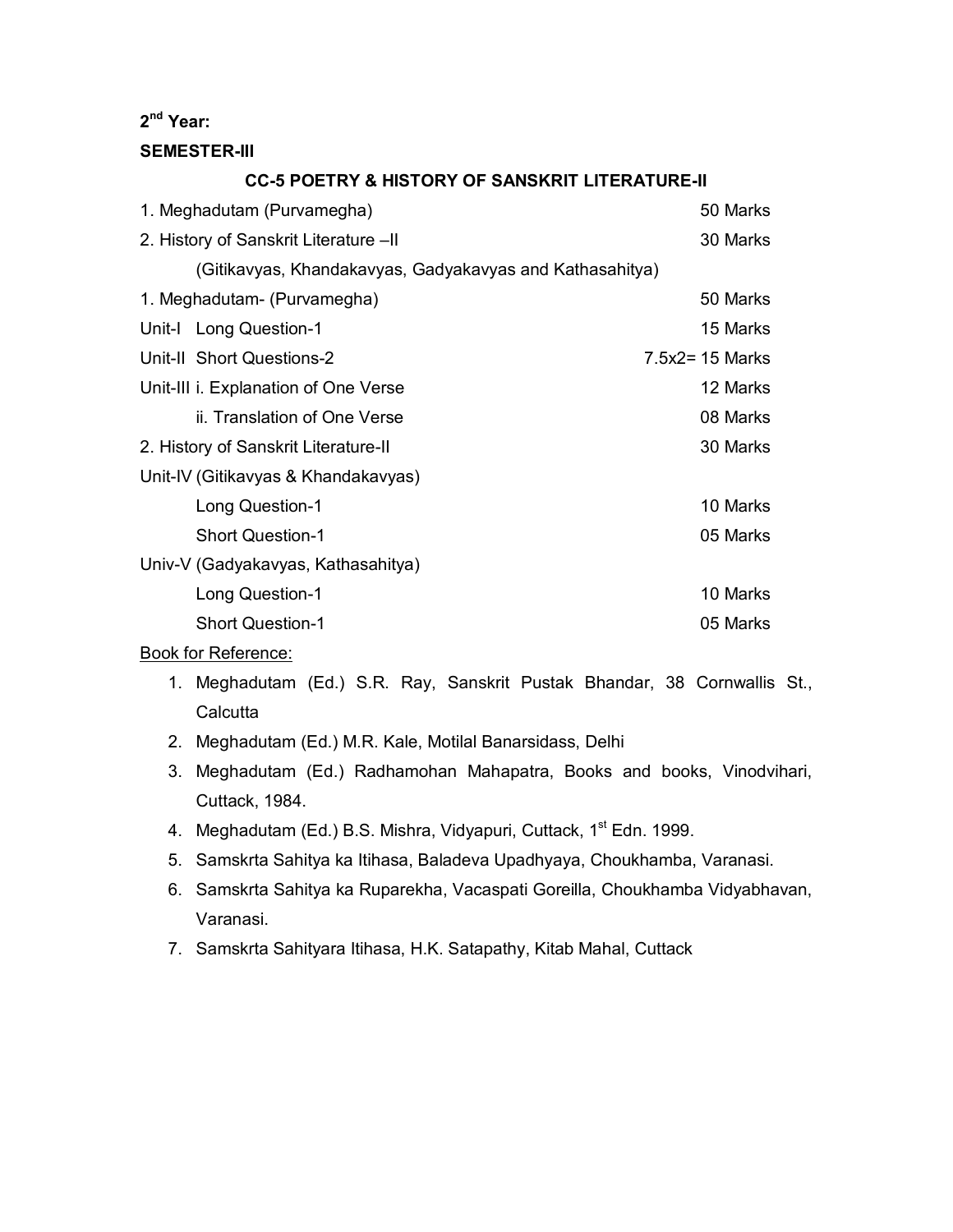**2nd Year:**

**SEMESTER-III**

### CC-5 POETRY & HISTORY OF SANSKRIT LITERATURE-II

| | |
|---|---|
| 1. Meghadutam (Purvamegha) | 50 Marks |
| 2. History of Sanskrit Literature –II | 30 Marks |
| (Gitikavyas, Khandakavyas, Gadyakavyas and Kathasahitya) | |
| 1. Meghadutam- (Purvamegha) | 50 Marks |
| Unit-I Long Question-1 | 15 Marks |
| Unit-II Short Questions-2 | 7.5x2= 15 Marks |
| Unit-III i. Explanation of One Verse | 12 Marks |
| ii. Translation of One Verse | 08 Marks |
| 2. History of Sanskrit Literature-II | 30 Marks |
| Unit-IV (Gitikavyas & Khandakavyas) | |
| Long Question-1 | 10 Marks |
| Short Question-1 | 05 Marks |
| Univ-V (Gadyakavyas, Kathasahitya) | |
| Long Question-1 | 10 Marks |
| Short Question-1 | 05 Marks |

Book for Reference:

1. Meghadutam (Ed.) S.R. Ray, Sanskrit Pustak Bhandar, 38 Cornwallis St., Calcutta
2. Meghadutam (Ed.) M.R. Kale, Motilal Banarsidass, Delhi
3. Meghadutam (Ed.) Radhamohan Mahapatra, Books and books, Vinodvihari, Cuttack, 1984.
4. Meghadutam (Ed.) B.S. Mishra, Vidyapuri, Cuttack, 1st Edn. 1999.
5. Samskrta Sahitya ka Itihasa, Baladeva Upadhyaya, Choukhamba, Varanasi.
6. Samskrta Sahitya ka Ruparekha, Vacaspati Goreilla, Choukhamba Vidyabhavan, Varanasi.
7. Samskrta Sahityara Itihasa, H.K. Satapathy, Kitab Mahal, Cuttack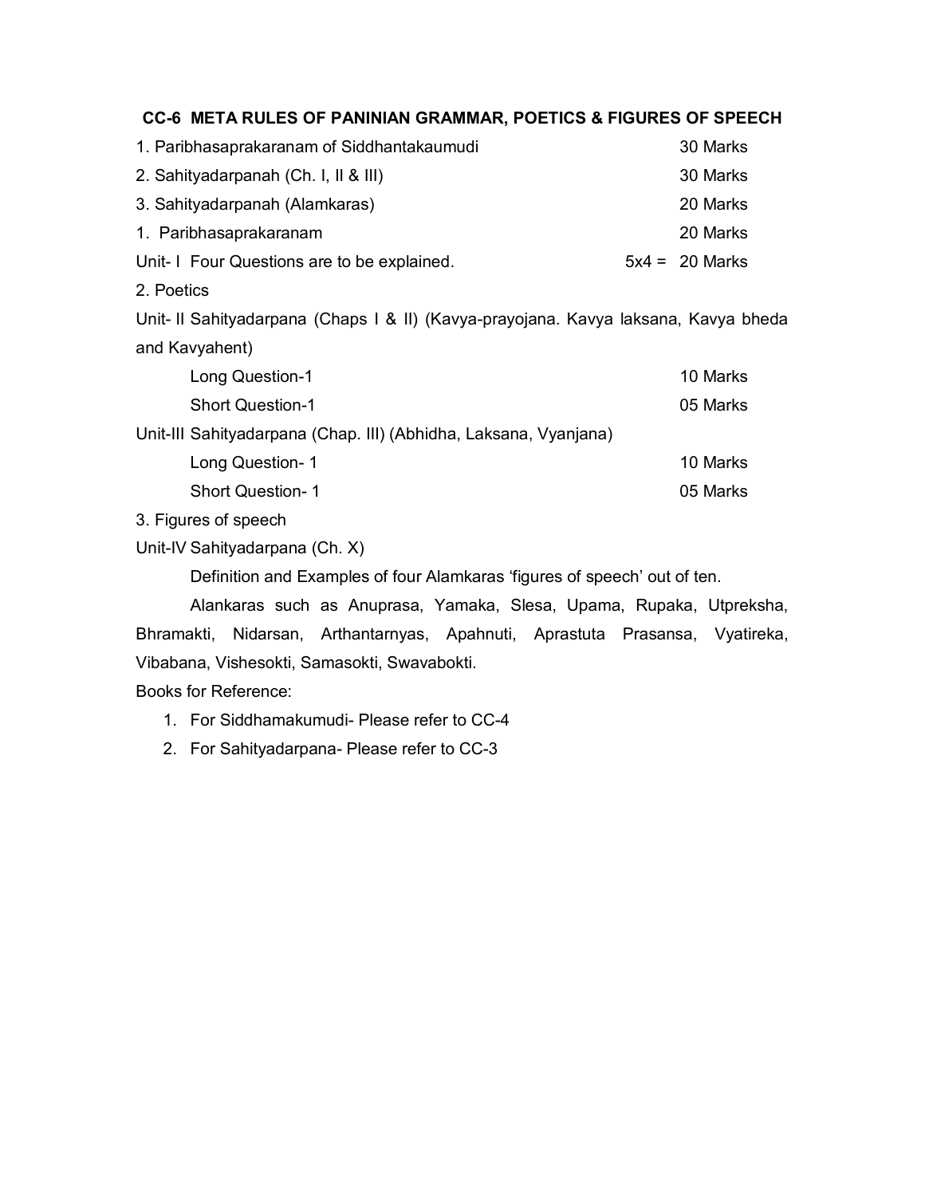### CC-6 META RULES OF PANINIAN GRAMMAR, POETICS & FIGURES OF SPEECH

| | |
|---|---|
| 1. Paribhasaprakaranam of Siddhantakaumudi | 30 Marks |
| 2. Sahityadarpanah (Ch. I, II & III) | 30 Marks |
| 3. Sahityadarpanah (Alamkaras) | 20 Marks |
| 1. Paribhasaprakaranam | 20 Marks |
| Unit- I Four Questions are to be explained. | 5x4 = 20 Marks |

2. Poetics

Unit- II Sahityadarpana (Chaps I & II) (Kavya-prayojana. Kavya laksana, Kavya bheda and Kavyahent)

| | |
|---|---|
| Long Question-1 | 10 Marks |
| Short Question-1 | 05 Marks |

Unit-III Sahityadarpana (Chap. III) (Abhidha, Laksana, Vyanjana)

| | |
|---|---|
| Long Question- 1 | 10 Marks |
| Short Question- 1 | 05 Marks |

3. Figures of speech

Unit-IV Sahityadarpana (Ch. X)

Definition and Examples of four Alamkaras 'figures of speech' out of ten.

Alankaras such as Anuprasa, Yamaka, Slesa, Upama, Rupaka, Utpreksha, Bhramakti, Nidarsan, Arthantarnyas, Apahnuti, Aprastuta Prasansa, Vyatireka, Vibabana, Vishesokti, Samasokti, Swavabokti.

Books for Reference:

1. For Siddhamakumudi- Please refer to CC-4
2. For Sahityadarpana- Please refer to CC-3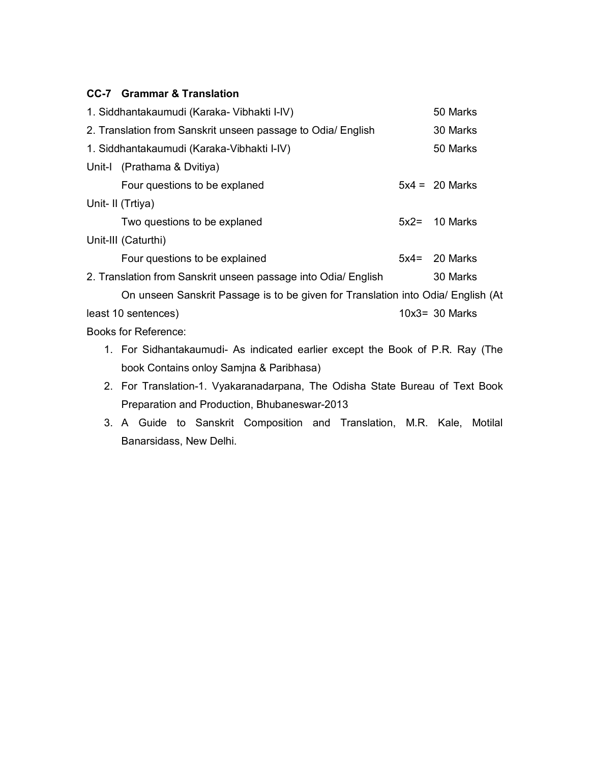### CC-7 Grammar & Translation

1. Siddhantakaumudi (Karaka- Vibhakti I-IV) 50 Marks
2. Translation from Sanskrit unseen passage to Odia/ English 30 Marks

1. Siddhantakaumudi (Karaka-Vibhakti I-IV) 50 Marks

Unit-I (Prathama & Dvitiya)

Four questions to be explaned 5x4 = 20 Marks

Unit- II (Trtiya)

Two questions to be explaned 5x2= 10 Marks

Unit-III (Caturthi)

Four questions to be explained 5x4= 20 Marks

2. Translation from Sanskrit unseen passage into Odia/ English 30 Marks

On unseen Sanskrit Passage is to be given for Translation into Odia/ English (At least 10 sentences) 10x3= 30 Marks

Books for Reference:

1. For Sidhantakaumudi- As indicated earlier except the Book of P.R. Ray (The book Contains onloy Samjna & Paribhasa)
2. For Translation-1. Vyakaranadarpana, The Odisha State Bureau of Text Book Preparation and Production, Bhubaneswar-2013
3. A Guide to Sanskrit Composition and Translation, M.R. Kale, Motilal Banarsidass, New Delhi.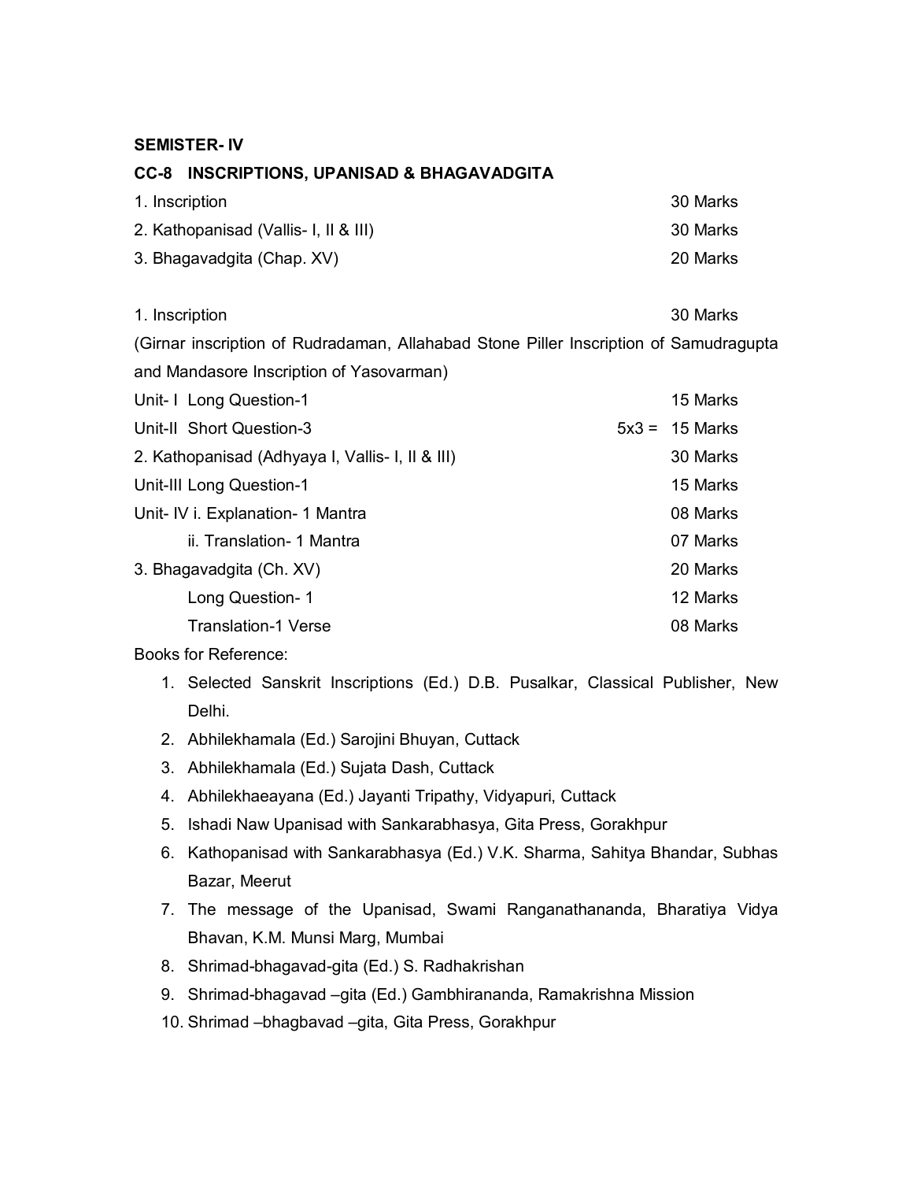**SEMISTER- IV**

**CC-8 INSCRIPTIONS, UPANISAD & BHAGAVADGITA**

| | |
|---|---|
| 1. Inscription | 30 Marks |
| 2. Kathopanisad (Vallis- I, II & III) | 30 Marks |
| 3. Bhagavadgita (Chap. XV) | 20 Marks |

1. Inscription — 30 Marks

(Girnar inscription of Rudradaman, Allahabad Stone Piller Inscription of Samudragupta and Mandasore Inscription of Yasovarman)

| | | |
|---|---|---|
| Unit- I Long Question-1 | | 15 Marks |
| Unit-II Short Question-3 | 5x3 = | 15 Marks |
| 2. Kathopanisad (Adhyaya I, Vallis- I, II & III) | | 30 Marks |
| Unit-III Long Question-1 | | 15 Marks |
| Unit- IV i. Explanation- 1 Mantra | | 08 Marks |
| ii. Translation- 1 Mantra | | 07 Marks |
| 3. Bhagavadgita (Ch. XV) | | 20 Marks |
| Long Question- 1 | | 12 Marks |
| Translation-1 Verse | | 08 Marks |

Books for Reference:

1. Selected Sanskrit Inscriptions (Ed.) D.B. Pusalkar, Classical Publisher, New Delhi.
2. Abhilekhamala (Ed.) Sarojini Bhuyan, Cuttack
3. Abhilekhamala (Ed.) Sujata Dash, Cuttack
4. Abhilekhaeayana (Ed.) Jayanti Tripathy, Vidyapuri, Cuttack
5. Ishadi Naw Upanisad with Sankarabhasya, Gita Press, Gorakhpur
6. Kathopanisad with Sankarabhasya (Ed.) V.K. Sharma, Sahitya Bhandar, Subhas Bazar, Meerut
7. The message of the Upanisad, Swami Ranganathananda, Bharatiya Vidya Bhavan, K.M. Munsi Marg, Mumbai
8. Shrimad-bhagavad-gita (Ed.) S. Radhakrishan
9. Shrimad-bhagavad –gita (Ed.) Gambhirananda, Ramakrishna Mission
10. Shrimad –bhagbavad –gita, Gita Press, Gorakhpur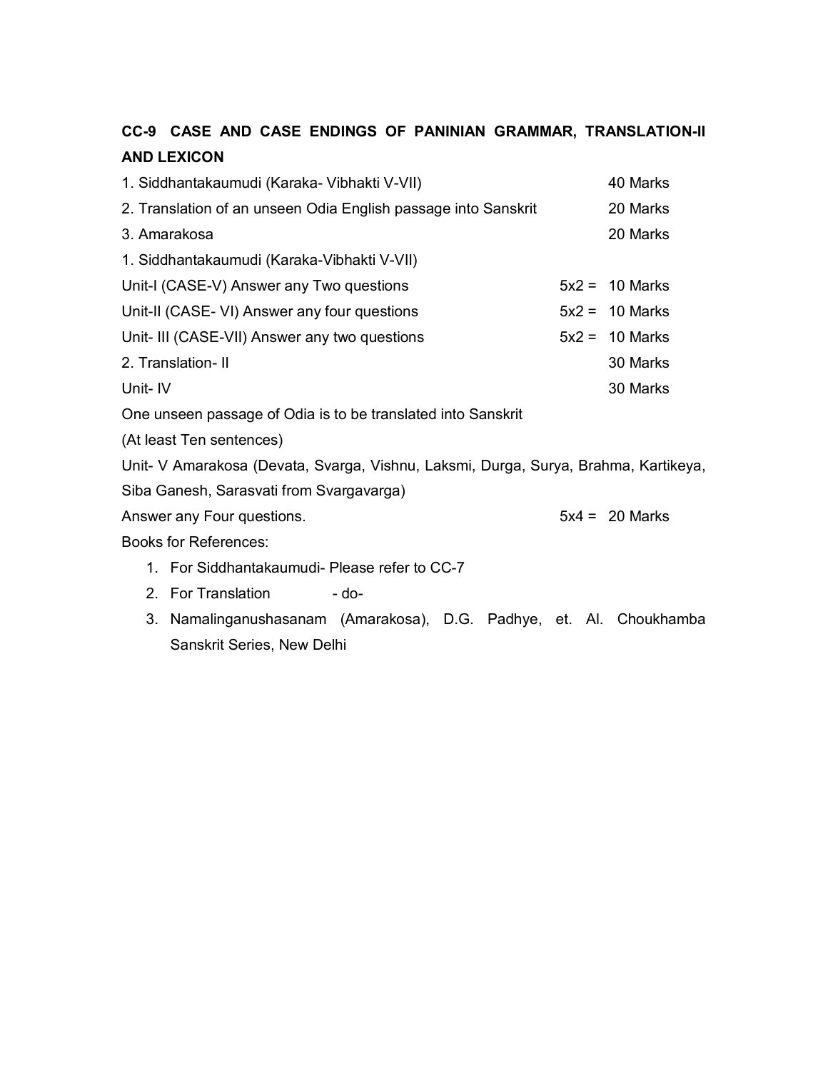## CC-9 CASE AND CASE ENDINGS OF PANINIAN GRAMMAR, TRANSLATION-II AND LEXICON

| | | |
|---|---|---|
| 1. Siddhantakaumudi (Karaka- Vibhakti V-VII) | | 40 Marks |
| 2. Translation of an unseen Odia English passage into Sanskrit | | 20 Marks |
| 3. Amarakosa | | 20 Marks |
| 1. Siddhantakaumudi (Karaka-Vibhakti V-VII) | | |
| Unit-I (CASE-V) Answer any Two questions | 5x2 = | 10 Marks |
| Unit-II (CASE- VI) Answer any four questions | 5x2 = | 10 Marks |
| Unit- III (CASE-VII) Answer any two questions | 5x2 = | 10 Marks |
| 2. Translation- II | | 30 Marks |
| Unit- IV | | 30 Marks |

One unseen passage of Odia is to be translated into Sanskrit

(At least Ten sentences)

Unit- V Amarakosa (Devata, Svarga, Vishnu, Laksmi, Durga, Surya, Brahma, Kartikeya, Siba Ganesh, Sarasvati from Svargavarga)

Answer any Four questions. 5x4 = 20 Marks

Books for References:

1. For Siddhantakaumudi- Please refer to CC-7
2. For Translation - do-
3. Namalinganushasanam (Amarakosa), D.G. Padhye, et. Al. Choukhamba Sanskrit Series, New Delhi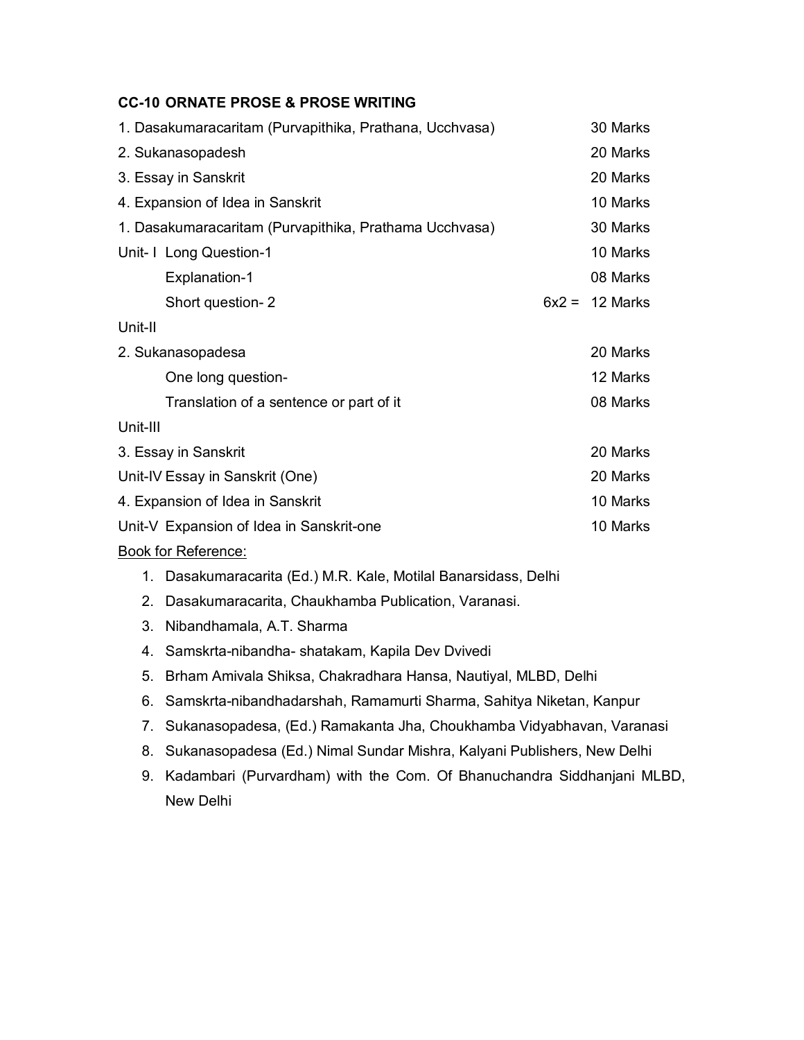## CC-10 ORNATE PROSE & PROSE WRITING

| | | |
|---|---|---|
| 1. Dasakumaracaritam (Purvapithika, Prathana, Ucchvasa) | | 30 Marks |
| 2. Sukanasopadesh | | 20 Marks |
| 3. Essay in Sanskrit | | 20 Marks |
| 4. Expansion of Idea in Sanskrit | | 10 Marks |
| 1. Dasakumaracaritam (Purvapithika, Prathama Ucchvasa) | | 30 Marks |
| Unit- I Long Question-1 | | 10 Marks |
| Explanation-1 | | 08 Marks |
| Short question- 2 | 6x2 = | 12 Marks |
| Unit-II | | |
| 2. Sukanasopadesa | | 20 Marks |
| One long question- | | 12 Marks |
| Translation of a sentence or part of it | | 08 Marks |
| Unit-III | | |
| 3. Essay in Sanskrit | | 20 Marks |
| Unit-IV Essay in Sanskrit (One) | | 20 Marks |
| 4. Expansion of Idea in Sanskrit | | 10 Marks |
| Unit-V Expansion of Idea in Sanskrit-one | | 10 Marks |

Book for Reference:

1. Dasakumaracarita (Ed.) M.R. Kale, Motilal Banarsidass, Delhi
2. Dasakumaracarita, Chaukhamba Publication, Varanasi.
3. Nibandhamala, A.T. Sharma
4. Samskrta-nibandha- shatakam, Kapila Dev Dvivedi
5. Brham Amivala Shiksa, Chakradhara Hansa, Nautiyal, MLBD, Delhi
6. Samskrta-nibandhadarshah, Ramamurti Sharma, Sahitya Niketan, Kanpur
7. Sukanasopadesa, (Ed.) Ramakanta Jha, Choukhamba Vidyabhavan, Varanasi
8. Sukanasopadesa (Ed.) Nimal Sundar Mishra, Kalyani Publishers, New Delhi
9. Kadambari (Purvardham) with the Com. Of Bhanuchandra Siddhanjani MLBD, New Delhi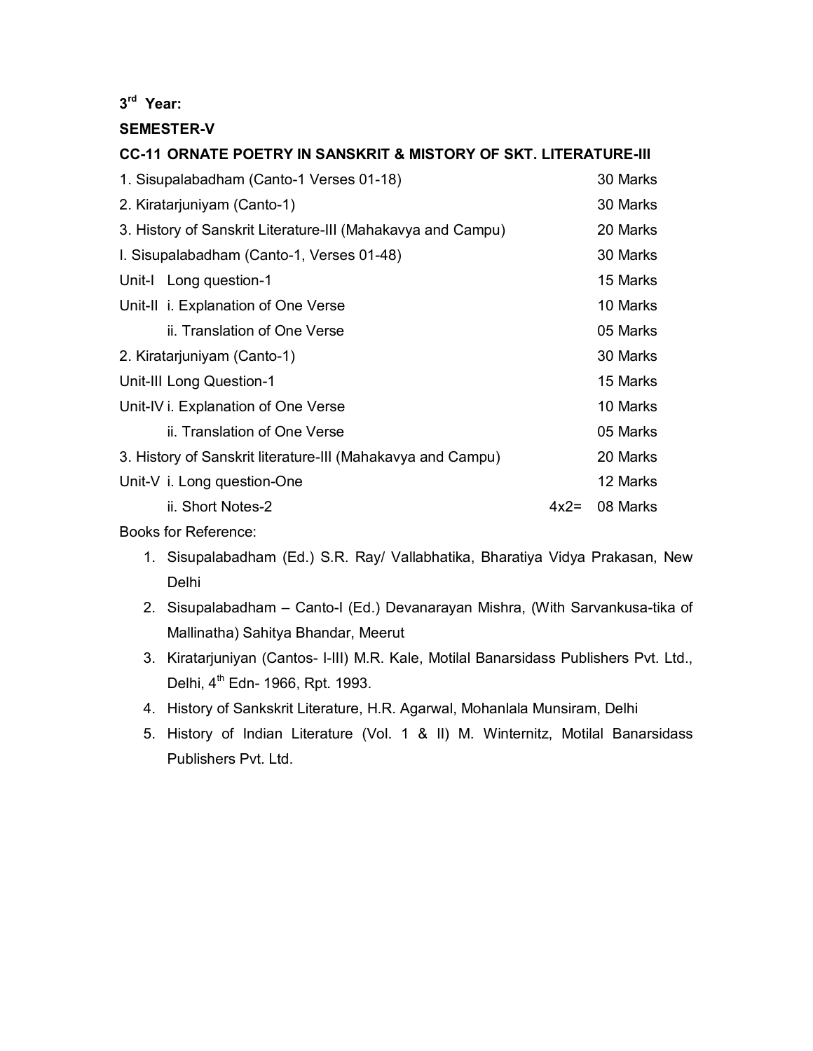**3rd Year:**

**SEMESTER-V**

**CC-11 ORNATE POETRY IN SANSKRIT & MISTORY OF SKT. LITERATURE-III**

| | | |
|---|---|---|
| 1. Sisupalabadham (Canto-1 Verses 01-18) | | 30 Marks |
| 2. Kiratarjuniyam (Canto-1) | | 30 Marks |
| 3. History of Sanskrit Literature-III (Mahakavya and Campu) | | 20 Marks |
| I. Sisupalabadham (Canto-1, Verses 01-48) | | 30 Marks |
| Unit-I Long question-1 | | 15 Marks |
| Unit-II i. Explanation of One Verse | | 10 Marks |
| ii. Translation of One Verse | | 05 Marks |
| 2. Kiratarjuniyam (Canto-1) | | 30 Marks |
| Unit-III Long Question-1 | | 15 Marks |
| Unit-IV i. Explanation of One Verse | | 10 Marks |
| ii. Translation of One Verse | | 05 Marks |
| 3. History of Sanskrit literature-III (Mahakavya and Campu) | | 20 Marks |
| Unit-V i. Long question-One | | 12 Marks |
| ii. Short Notes-2 | 4x2= | 08 Marks |

Books for Reference:

1. Sisupalabadham (Ed.) S.R. Ray/ Vallabhatika, Bharatiya Vidya Prakasan, New Delhi
2. Sisupalabadham – Canto-I (Ed.) Devanarayan Mishra, (With Sarvankusa-tika of Mallinatha) Sahitya Bhandar, Meerut
3. Kiratarjuniyan (Cantos- I-III) M.R. Kale, Motilal Banarsidass Publishers Pvt. Ltd., Delhi, 4th Edn- 1966, Rpt. 1993.
4. History of Sankskrit Literature, H.R. Agarwal, Mohanlala Munsiram, Delhi
5. History of Indian Literature (Vol. 1 & II) M. Winternitz, Motilal Banarsidass Publishers Pvt. Ltd.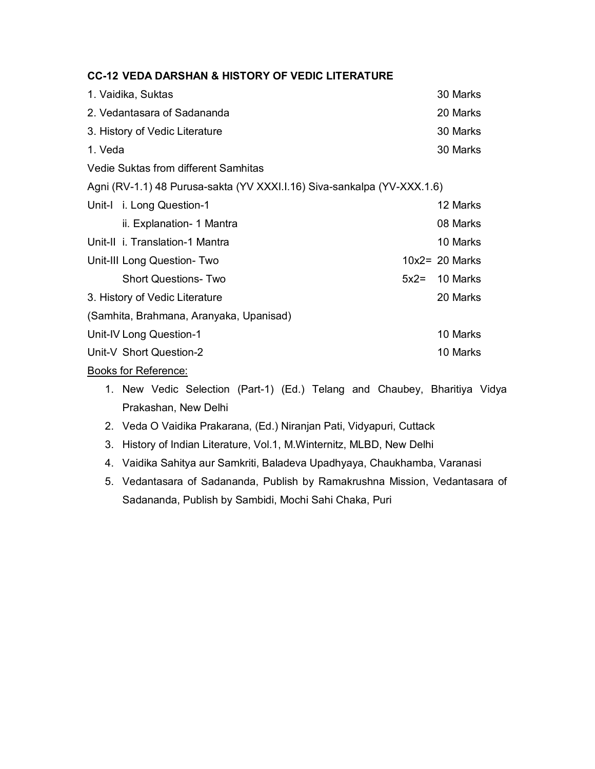### CC-12 VEDA DARSHAN & HISTORY OF VEDIC LITERATURE

| | | |
|---|---|---|
| 1. Vaidika, Suktas | | 30 Marks |
| 2. Vedantasara of Sadananda | | 20 Marks |
| 3. History of Vedic Literature | | 30 Marks |
| 1. Veda | | 30 Marks |

Vedie Suktas from different Samhitas

Agni (RV-1.1) 48 Purusa-sakta (YV XXXI.I.16) Siva-sankalpa (YV-XXX.1.6)

| | | |
|---|---|---|
| Unit-I i. Long Question-1 | | 12 Marks |
| ii. Explanation- 1 Mantra | | 08 Marks |
| Unit-II i. Translation-1 Mantra | | 10 Marks |
| Unit-III Long Question- Two | 10x2= | 20 Marks |
| Short Questions- Two | 5x2= | 10 Marks |
| 3. History of Vedic Literature | | 20 Marks |

(Samhita, Brahmana, Aranyaka, Upanisad)

| | | |
|---|---|---|
| Unit-IV Long Question-1 | | 10 Marks |
| Unit-V Short Question-2 | | 10 Marks |

Books for Reference:

1. New Vedic Selection (Part-1) (Ed.) Telang and Chaubey, Bharitiya Vidya Prakashan, New Delhi
2. Veda O Vaidika Prakarana, (Ed.) Niranjan Pati, Vidyapuri, Cuttack
3. History of Indian Literature, Vol.1, M.Winternitz, MLBD, New Delhi
4. Vaidika Sahitya aur Samkriti, Baladeva Upadhyaya, Chaukhamba, Varanasi
5. Vedantasara of Sadananda, Publish by Ramakrushna Mission, Vedantasara of Sadananda, Publish by Sambidi, Mochi Sahi Chaka, Puri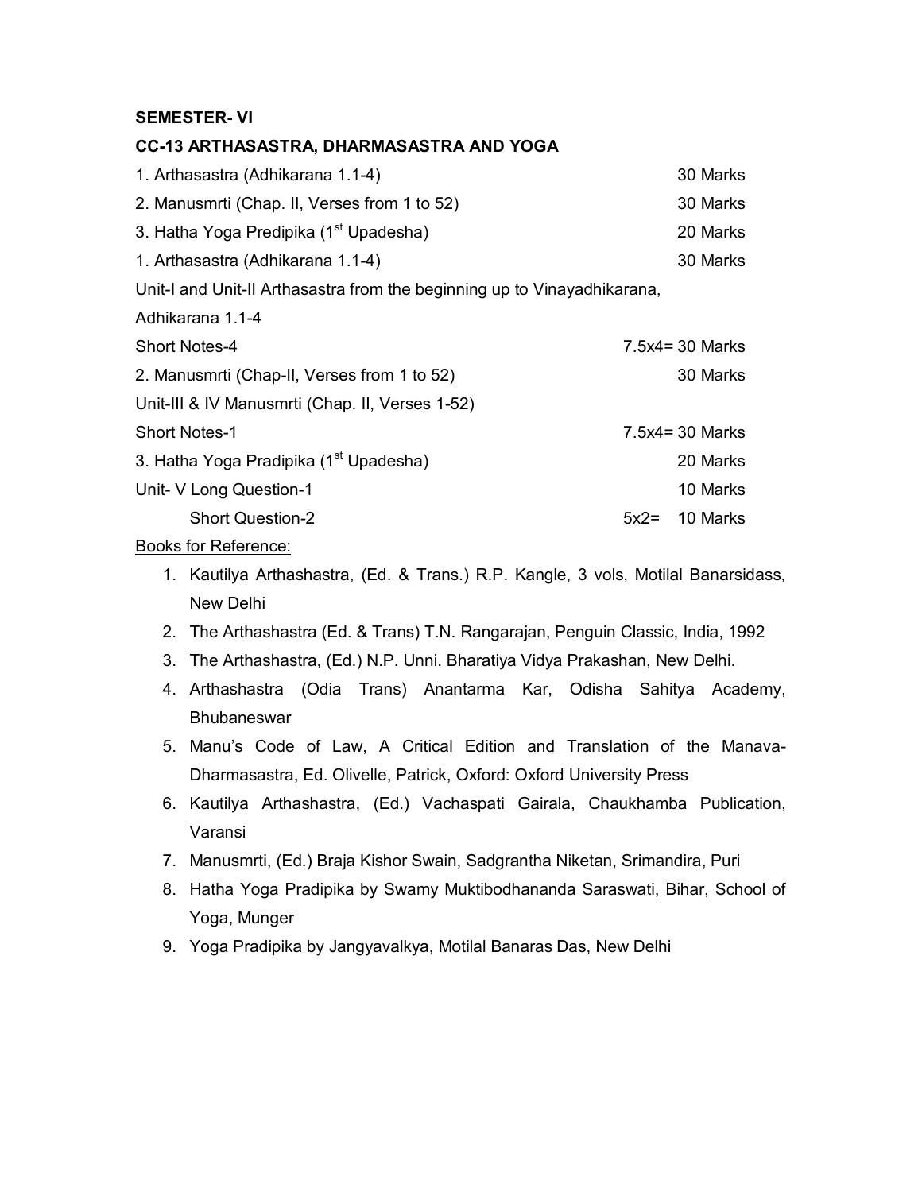**SEMESTER- VI**

**CC-13 ARTHASASTRA, DHARMASASTRA AND YOGA**

| | |
|---|---|
| 1. Arthasastra (Adhikarana 1.1-4) | 30 Marks |
| 2. Manusmrti (Chap. II, Verses from 1 to 52) | 30 Marks |
| 3. Hatha Yoga Predipika (1st Upadesha) | 20 Marks |
| 1. Arthasastra (Adhikarana 1.1-4) | 30 Marks |
| Unit-I and Unit-II Arthasastra from the beginning up to Vinayadhikarana, Adhikarana 1.1-4 | |
| Short Notes-4 | 7.5x4= 30 Marks |
| 2. Manusmrti (Chap-II, Verses from 1 to 52) | 30 Marks |
| Unit-III & IV Manusmrti (Chap. II, Verses 1-52) | |
| Short Notes-1 | 7.5x4= 30 Marks |
| 3. Hatha Yoga Pradipika (1st Upadesha) | 20 Marks |
| Unit- V Long Question-1 | 10 Marks |
| Short Question-2 | 5x2= 10 Marks |

Books for Reference:

1. Kautilya Arthashastra, (Ed. & Trans.) R.P. Kangle, 3 vols, Motilal Banarsidass, New Delhi
2. The Arthashastra (Ed. & Trans) T.N. Rangarajan, Penguin Classic, India, 1992
3. The Arthashastra, (Ed.) N.P. Unni. Bharatiya Vidya Prakashan, New Delhi.
4. Arthashastra (Odia Trans) Anantarma Kar, Odisha Sahitya Academy, Bhubaneswar
5. Manu's Code of Law, A Critical Edition and Translation of the Manava-Dharmasastra, Ed. Olivelle, Patrick, Oxford: Oxford University Press
6. Kautilya Arthashastra, (Ed.) Vachaspati Gairala, Chaukhamba Publication, Varansi
7. Manusmrti, (Ed.) Braja Kishor Swain, Sadgrantha Niketan, Srimandira, Puri
8. Hatha Yoga Pradipika by Swamy Muktibodhananda Saraswati, Bihar, School of Yoga, Munger
9. Yoga Pradipika by Jangyavalkya, Motilal Banaras Das, New Delhi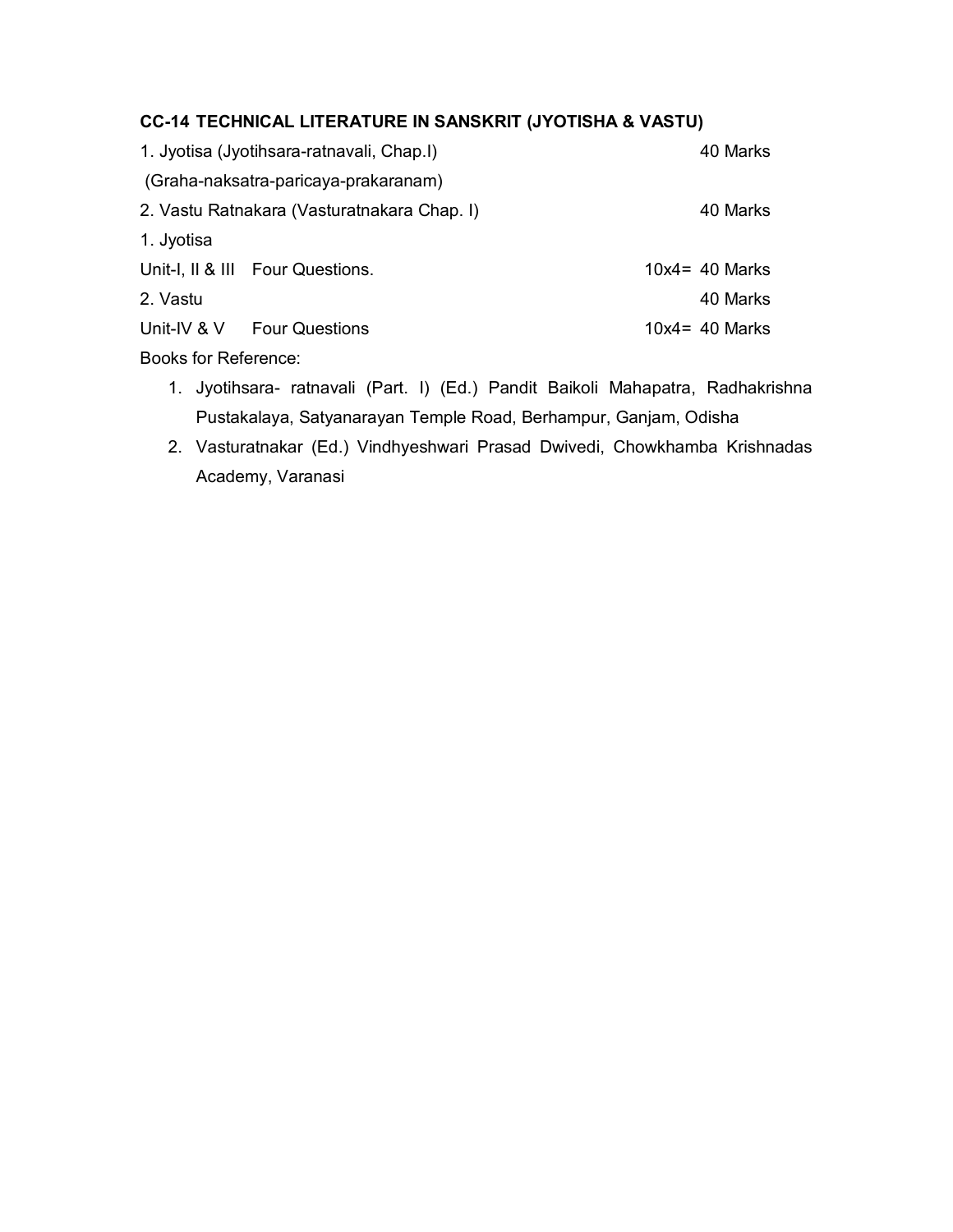**CC-14 TECHNICAL LITERATURE IN SANSKRIT (JYOTISHA & VASTU)**

| | | |
|---|---|---|
| 1. Jyotisa (Jyotihsara-ratnavali, Chap.I) (Graha-naksatra-paricaya-prakaranam) | | 40 Marks |
| 2. Vastu Ratnakara (Vasturatnakara Chap. I) | | 40 Marks |
| 1. Jyotisa | | |
| Unit-I, II & III | Four Questions. | 10x4= 40 Marks |
| 2. Vastu | | 40 Marks |
| Unit-IV & V | Four Questions | 10x4= 40 Marks |

Books for Reference:

1. Jyotihsara- ratnavali (Part. I) (Ed.) Pandit Baikoli Mahapatra, Radhakrishna Pustakalaya, Satyanarayan Temple Road, Berhampur, Ganjam, Odisha
2. Vasturatnakar (Ed.) Vindhyeshwari Prasad Dwivedi, Chowkhamba Krishnadas Academy, Varanasi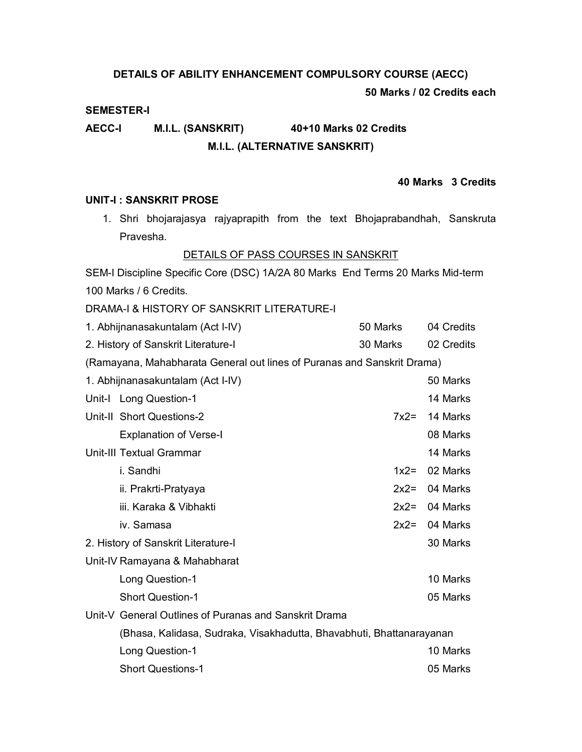### DETAILS OF ABILITY ENHANCEMENT COMPULSORY COURSE (AECC)

**50 Marks / 02 Credits each**

**SEMESTER-I**

**AECC-I M.I.L. (SANSKRIT) 40+10 Marks 02 Credits**

**M.I.L. (ALTERNATIVE SANSKRIT)**

**40 Marks 3 Credits**

**UNIT-I : SANSKRIT PROSE**

1. Shri bhojarajasya rajyaprapith from the text Bhojaprabandhah, Sanskruta Pravesha.

DETAILS OF PASS COURSES IN SANSKRIT

SEM-I Discipline Specific Core (DSC) 1A/2A 80 Marks End Terms 20 Marks Mid-term 100 Marks / 6 Credits.

DRAMA-I & HISTORY OF SANSKRIT LITERATURE-I

| | | |
|---|---|---|
| 1. Abhijnanasakuntalam (Act I-IV) | 50 Marks | 04 Credits |
| 2. History of Sanskrit Literature-I | 30 Marks | 02 Credits |

(Ramayana, Mahabharata General out lines of Puranas and Sanskrit Drama)

| | | | |
|---|---|---|---|
| 1. Abhijnanasakuntalam (Act I-IV) | | | 50 Marks |
| Unit-I | Long Question-1 | | 14 Marks |
| Unit-II | Short Questions-2 | 7x2= | 14 Marks |
| | Explanation of Verse-I | | 08 Marks |
| Unit-III | Textual Grammar | | 14 Marks |
| | i. Sandhi | 1x2= | 02 Marks |
| | ii. Prakrti-Pratyaya | 2x2= | 04 Marks |
| | iii. Karaka & Vibhakti | 2x2= | 04 Marks |
| | iv. Samasa | 2x2= | 04 Marks |
| 2. History of Sanskrit Literature-I | | | 30 Marks |
| Unit-IV | Ramayana & Mahabharat | | |
| | Long Question-1 | | 10 Marks |
| | Short Question-1 | | 05 Marks |
| Unit-V | General Outlines of Puranas and Sanskrit Drama (Bhasa, Kalidasa, Sudraka, Visakhadutta, Bhavabhuti, Bhattanarayanan | | |
| | Long Question-1 | | 10 Marks |
| | Short Questions-1 | | 05 Marks |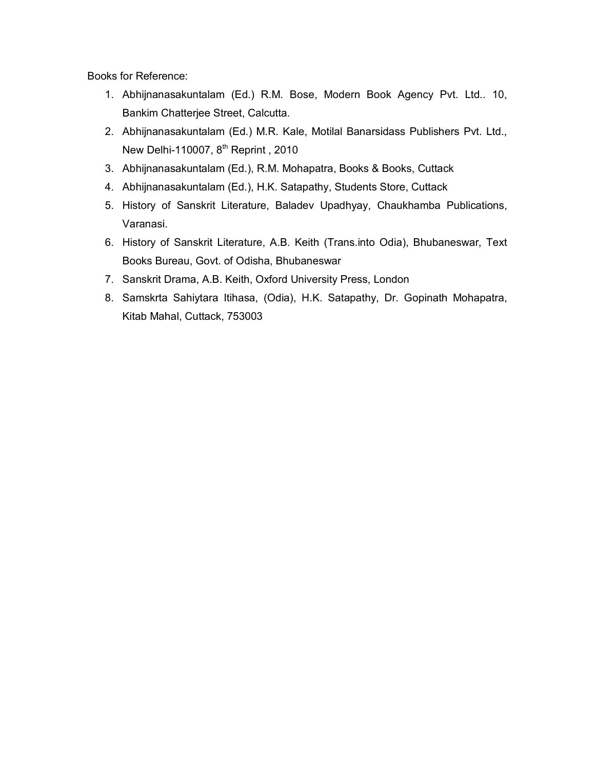Books for Reference:

1. Abhijnanasakuntalam (Ed.) R.M. Bose, Modern Book Agency Pvt. Ltd.. 10, Bankim Chatterjee Street, Calcutta.
2. Abhijnanasakuntalam (Ed.) M.R. Kale, Motilal Banarsidass Publishers Pvt. Ltd., New Delhi-110007, 8th Reprint , 2010
3. Abhijnanasakuntalam (Ed.), R.M. Mohapatra, Books & Books, Cuttack
4. Abhijnanasakuntalam (Ed.), H.K. Satapathy, Students Store, Cuttack
5. History of Sanskrit Literature, Baladev Upadhyay, Chaukhamba Publications, Varanasi.
6. History of Sanskrit Literature, A.B. Keith (Trans.into Odia), Bhubaneswar, Text Books Bureau, Govt. of Odisha, Bhubaneswar
7. Sanskrit Drama, A.B. Keith, Oxford University Press, London
8. Samskrta Sahiytara Itihasa, (Odia), H.K. Satapathy, Dr. Gopinath Mohapatra, Kitab Mahal, Cuttack, 753003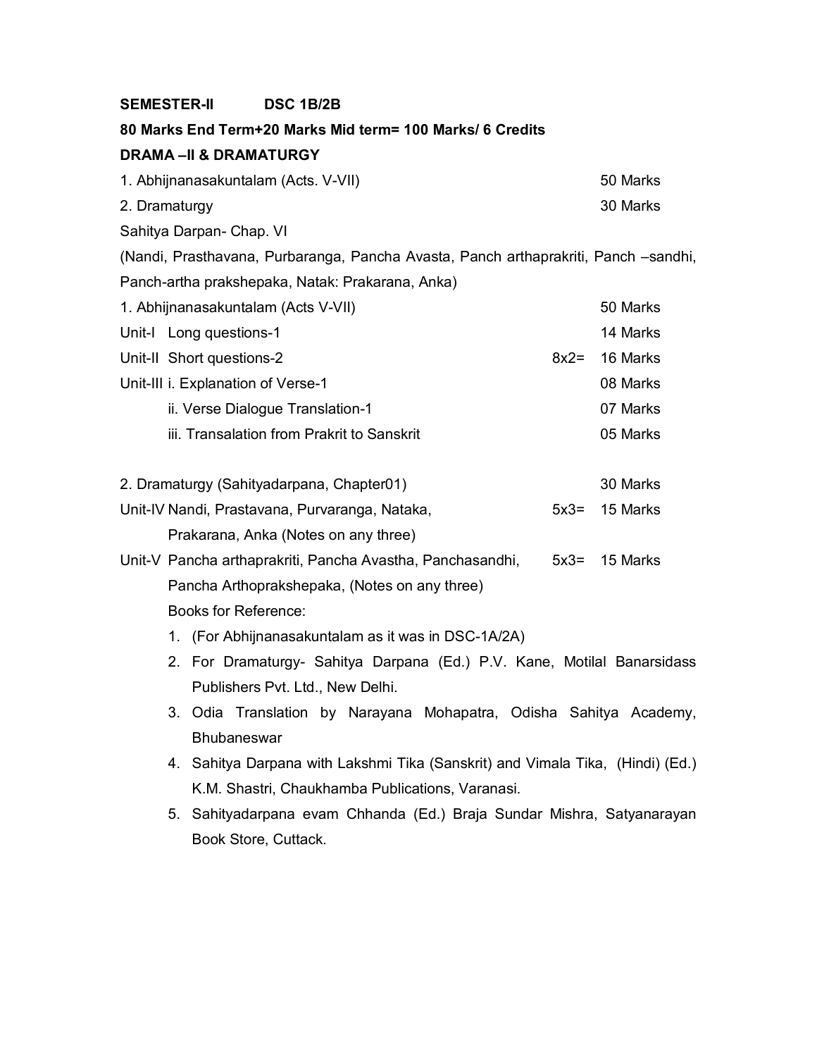**SEMESTER-II DSC 1B/2B**

**80 Marks End Term+20 Marks Mid term= 100 Marks/ 6 Credits**

**DRAMA –II & DRAMATURGY**

| | | |
|---|---|---|
| 1. Abhijnanasakuntalam (Acts. V-VII) | | 50 Marks |
| 2. Dramaturgy | | 30 Marks |

Sahitya Darpan- Chap. VI

(Nandi, Prasthavana, Purbaranga, Pancha Avasta, Panch arthaprakriti, Panch –sandhi, Panch-artha prakshepaka, Natak: Prakarana, Anka)

| | | |
|---|---|---|
| 1. Abhijnanasakuntalam (Acts V-VII) | | 50 Marks |
| Unit-I Long questions-1 | | 14 Marks |
| Unit-II Short questions-2 | 8x2= | 16 Marks |
| Unit-III i. Explanation of Verse-1 | | 08 Marks |
| ii. Verse Dialogue Translation-1 | | 07 Marks |
| iii. Transalation from Prakrit to Sanskrit | | 05 Marks |
| 2. Dramaturgy (Sahityadarpana, Chapter01) | | 30 Marks |
| Unit-IV Nandi, Prastavana, Purvaranga, Nataka, Prakarana, Anka (Notes on any three) | 5x3= | 15 Marks |
| Unit-V Pancha arthaprakriti, Pancha Avastha, Panchasandhi, Pancha Arthoprakshepaka, (Notes on any three) | 5x3= | 15 Marks |

Books for Reference:

1. (For Abhijnanasakuntalam as it was in DSC-1A/2A)
2. For Dramaturgy- Sahitya Darpana (Ed.) P.V. Kane, Motilal Banarsidass Publishers Pvt. Ltd., New Delhi.
3. Odia Translation by Narayana Mohapatra, Odisha Sahitya Academy, Bhubaneswar
4. Sahitya Darpana with Lakshmi Tika (Sanskrit) and Vimala Tika, (Hindi) (Ed.) K.M. Shastri, Chaukhamba Publications, Varanasi.
5. Sahityadarpana evam Chhanda (Ed.) Braja Sundar Mishra, Satyanarayan Book Store, Cuttack.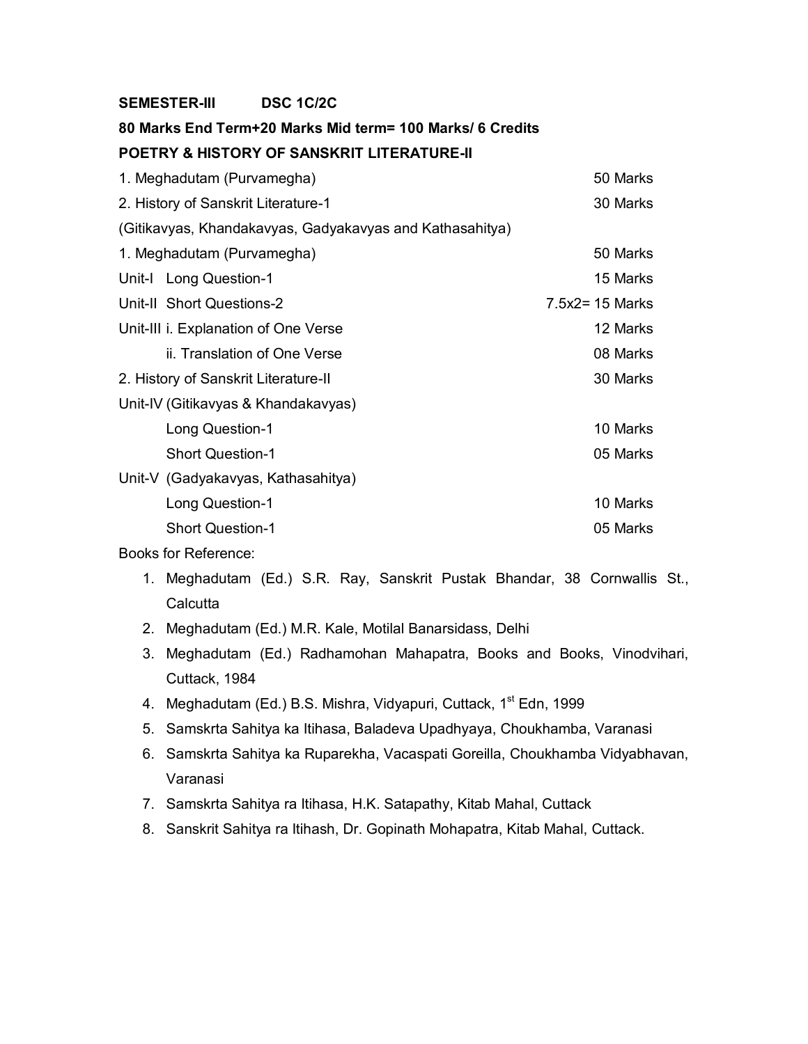**SEMESTER-III DSC 1C/2C**

**80 Marks End Term+20 Marks Mid term= 100 Marks/ 6 Credits**

**POETRY & HISTORY OF SANSKRIT LITERATURE-II**

| | |
|---|---|
| 1. Meghadutam (Purvamegha) | 50 Marks |
| 2. History of Sanskrit Literature-1 | 30 Marks |
| (Gitikavyas, Khandakavyas, Gadyakavyas and Kathasahitya) | |
| 1. Meghadutam (Purvamegha) | 50 Marks |
| Unit-I Long Question-1 | 15 Marks |
| Unit-II Short Questions-2 | 7.5x2= 15 Marks |
| Unit-III i. Explanation of One Verse | 12 Marks |
| ii. Translation of One Verse | 08 Marks |
| 2. History of Sanskrit Literature-II | 30 Marks |
| Unit-IV (Gitikavyas & Khandakavyas) | |
| Long Question-1 | 10 Marks |
| Short Question-1 | 05 Marks |
| Unit-V (Gadyakavyas, Kathasahitya) | |
| Long Question-1 | 10 Marks |
| Short Question-1 | 05 Marks |

Books for Reference:

1. Meghadutam (Ed.) S.R. Ray, Sanskrit Pustak Bhandar, 38 Cornwallis St., Calcutta
2. Meghadutam (Ed.) M.R. Kale, Motilal Banarsidass, Delhi
3. Meghadutam (Ed.) Radhamohan Mahapatra, Books and Books, Vinodvihari, Cuttack, 1984
4. Meghadutam (Ed.) B.S. Mishra, Vidyapuri, Cuttack, 1st Edn, 1999
5. Samskrta Sahitya ka Itihasa, Baladeva Upadhyaya, Choukhamba, Varanasi
6. Samskrta Sahitya ka Ruparekha, Vacaspati Goreilla, Choukhamba Vidyabhavan, Varanasi
7. Samskrta Sahitya ra Itihasa, H.K. Satapathy, Kitab Mahal, Cuttack
8. Sanskrit Sahitya ra Itihash, Dr. Gopinath Mohapatra, Kitab Mahal, Cuttack.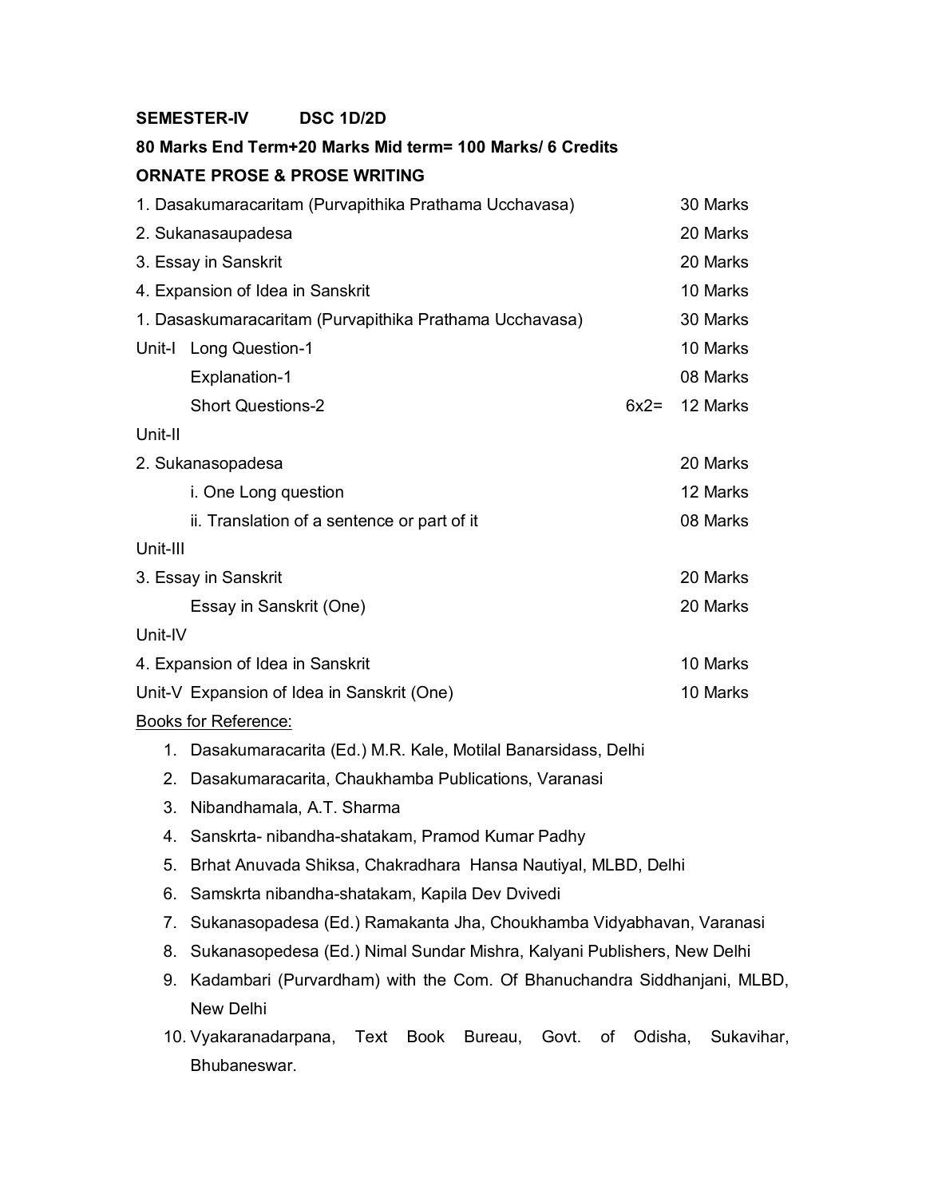**SEMESTER-IV DSC 1D/2D**

**80 Marks End Term+20 Marks Mid term= 100 Marks/ 6 Credits**

**ORNATE PROSE & PROSE WRITING**

| | | |
|---|---|---|
| 1. Dasakumaracaritam (Purvapithika Prathama Ucchavasa) | | 30 Marks |
| 2. Sukanasaupadesa | | 20 Marks |
| 3. Essay in Sanskrit | | 20 Marks |
| 4. Expansion of Idea in Sanskrit | | 10 Marks |
| 1. Dasaskumaracaritam (Purvapithika Prathama Ucchavasa) | | 30 Marks |
| Unit-I Long Question-1 | | 10 Marks |
| Explanation-1 | | 08 Marks |
| Short Questions-2 | 6x2= | 12 Marks |
| Unit-II | | |
| 2. Sukanasopadesa | | 20 Marks |
| i. One Long question | | 12 Marks |
| ii. Translation of a sentence or part of it | | 08 Marks |
| Unit-III | | |
| 3. Essay in Sanskrit | | 20 Marks |
| Essay in Sanskrit (One) | | 20 Marks |
| Unit-IV | | |
| 4. Expansion of Idea in Sanskrit | | 10 Marks |
| Unit-V Expansion of Idea in Sanskrit (One) | | 10 Marks |

Books for Reference:

1. Dasakumaracarita (Ed.) M.R. Kale, Motilal Banarsidass, Delhi
2. Dasakumaracarita, Chaukhamba Publications, Varanasi
3. Nibandhamala, A.T. Sharma
4. Sanskrta- nibandha-shatakam, Pramod Kumar Padhy
5. Brhat Anuvada Shiksa, Chakradhara Hansa Nautiyal, MLBD, Delhi
6. Samskrta nibandha-shatakam, Kapila Dev Dvivedi
7. Sukanasopadesa (Ed.) Ramakanta Jha, Choukhamba Vidyabhavan, Varanasi
8. Sukanasopedesa (Ed.) Nimal Sundar Mishra, Kalyani Publishers, New Delhi
9. Kadambari (Purvardham) with the Com. Of Bhanuchandra Siddhanjani, MLBD, New Delhi
10. Vyakaranadarpana, Text Book Bureau, Govt. of Odisha, Sukavihar, Bhubaneswar.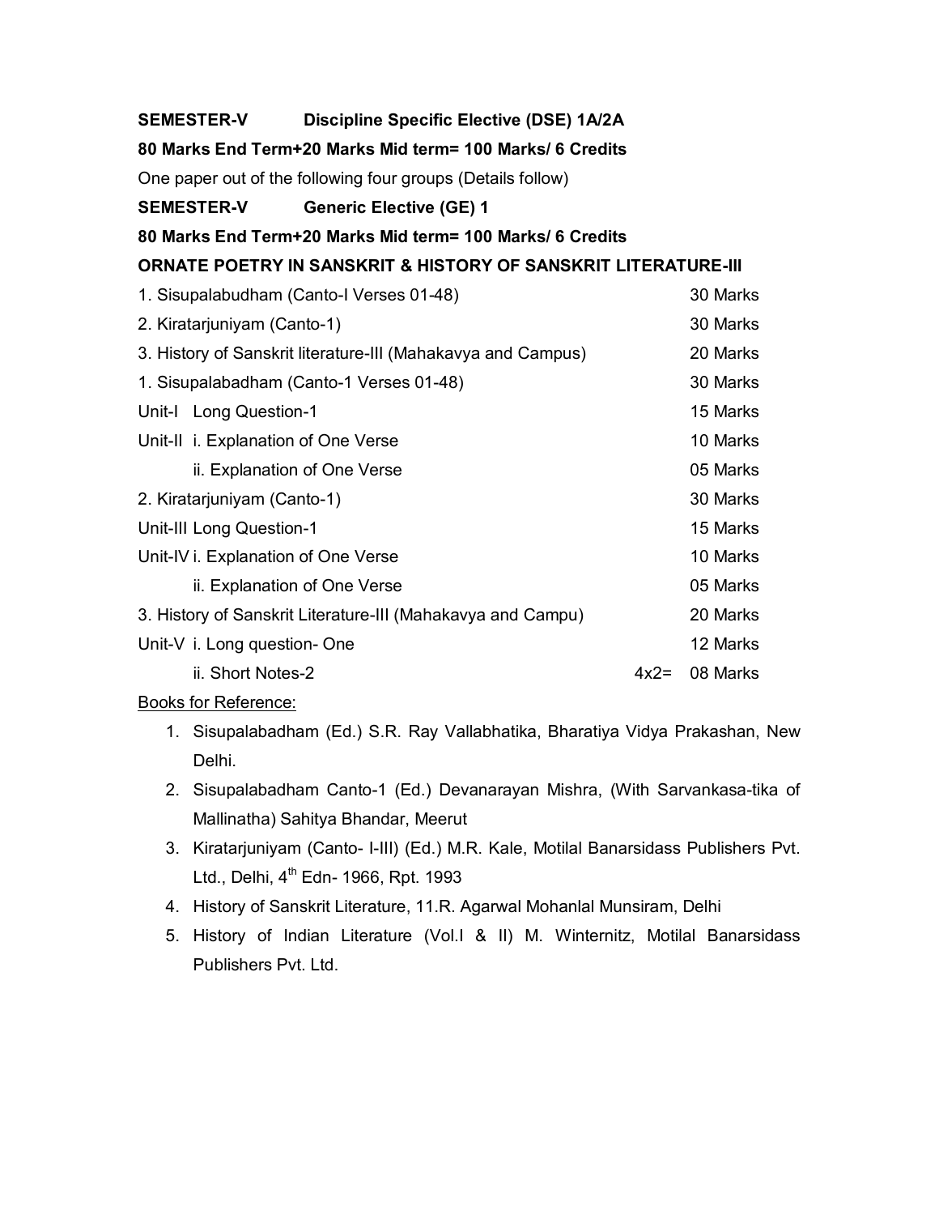**SEMESTER-V    Discipline Specific Elective (DSE) 1A/2A**

**80 Marks End Term+20 Marks Mid term= 100 Marks/ 6 Credits**

One paper out of the following four groups (Details follow)

**SEMESTER-V    Generic Elective (GE) 1**

**80 Marks End Term+20 Marks Mid term= 100 Marks/ 6 Credits**

**ORNATE POETRY IN SANSKRIT & HISTORY OF SANSKRIT LITERATURE-III**

| | | |
|---|---|---|
| 1. Sisupalabudham (Canto-I Verses 01-48) | | 30 Marks |
| 2. Kiratarjuniyam (Canto-1) | | 30 Marks |
| 3. History of Sanskrit literature-III (Mahakavya and Campus) | | 20 Marks |
| 1. Sisupalabadham (Canto-1 Verses 01-48) | | 30 Marks |
| Unit-I Long Question-1 | | 15 Marks |
| Unit-II i. Explanation of One Verse | | 10 Marks |
| ii. Explanation of One Verse | | 05 Marks |
| 2. Kiratarjuniyam (Canto-1) | | 30 Marks |
| Unit-III Long Question-1 | | 15 Marks |
| Unit-IV i. Explanation of One Verse | | 10 Marks |
| ii. Explanation of One Verse | | 05 Marks |
| 3. History of Sanskrit Literature-III (Mahakavya and Campu) | | 20 Marks |
| Unit-V i. Long question- One | | 12 Marks |
| ii. Short Notes-2 | 4x2= | 08 Marks |

Books for Reference:

1. Sisupalabadham (Ed.) S.R. Ray Vallabhatika, Bharatiya Vidya Prakashan, New Delhi.
2. Sisupalabadham Canto-1 (Ed.) Devanarayan Mishra, (With Sarvankasa-tika of Mallinatha) Sahitya Bhandar, Meerut
3. Kiratarjuniyam (Canto- I-III) (Ed.) M.R. Kale, Motilal Banarsidass Publishers Pvt. Ltd., Delhi, 4th Edn- 1966, Rpt. 1993
4. History of Sanskrit Literature, 11.R. Agarwal Mohanlal Munsiram, Delhi
5. History of Indian Literature (Vol.I & II) M. Winternitz, Motilal Banarsidass Publishers Pvt. Ltd.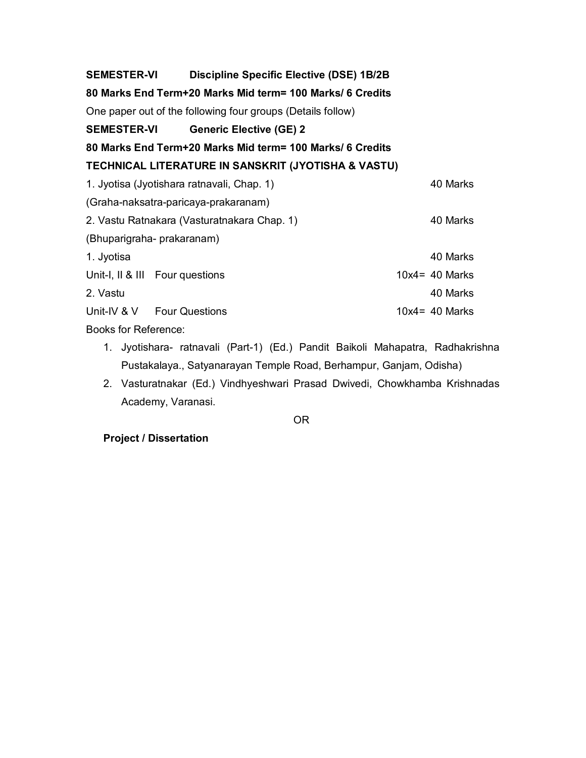**SEMESTER-VI Discipline Specific Elective (DSE) 1B/2B**

**80 Marks End Term+20 Marks Mid term= 100 Marks/ 6 Credits**

One paper out of the following four groups (Details follow)

**SEMESTER-VI Generic Elective (GE) 2**

**80 Marks End Term+20 Marks Mid term= 100 Marks/ 6 Credits**

**TECHNICAL LITERATURE IN SANSKRIT (JYOTISHA & VASTU)**

| | |
|---|---|
| 1. Jyotisa (Jyotishara ratnavali, Chap. 1) | 40 Marks |
| (Graha-naksatra-paricaya-prakaranam) | |
| 2. Vastu Ratnakara (Vasturatnakara Chap. 1) | 40 Marks |
| (Bhuparigraha- prakaranam) | |
| 1. Jyotisa | 40 Marks |
| Unit-I, II & III Four questions | 10x4= 40 Marks |
| 2. Vastu | 40 Marks |
| Unit-IV & V Four Questions | 10x4= 40 Marks |

Books for Reference:

1. Jyotishara- ratnavali (Part-1) (Ed.) Pandit Baikoli Mahapatra, Radhakrishna Pustakalaya., Satyanarayan Temple Road, Berhampur, Ganjam, Odisha)
2. Vasturatnakar (Ed.) Vindhyeshwari Prasad Dwivedi, Chowkhamba Krishnadas Academy, Varanasi.

OR

**Project / Dissertation**